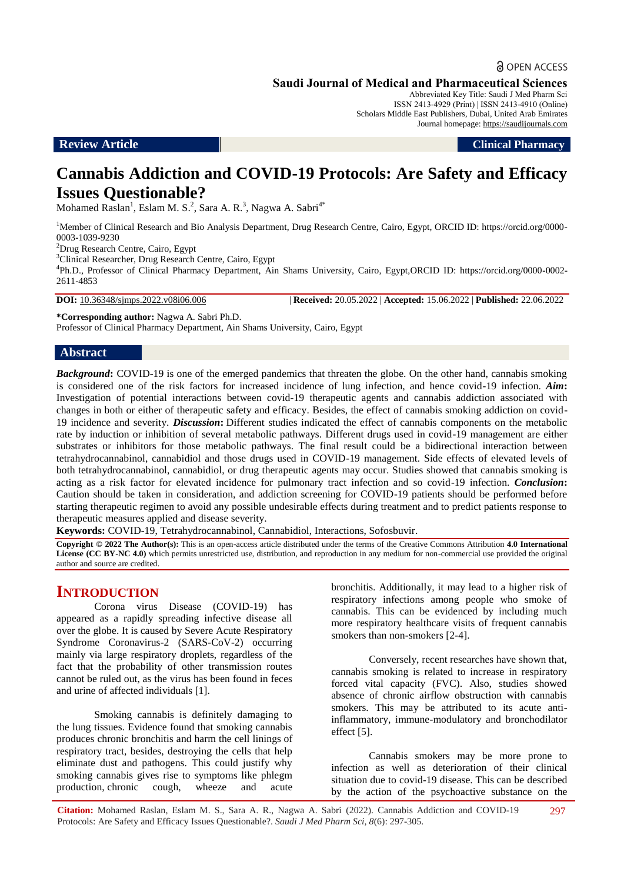Open Access

**Saudi Journal of Medical and Pharmaceutical Sciences**

Abbreviated Key Title: Saudi J Med Pharm Sci
ISSN 2413-4929 (Print) | ISSN 2413-4910 (Online)
Scholars Middle East Publishers, Dubai, United Arab Emirates
Journal homepage: https://saudijournals.com

**Review Article** | **Clinical Pharmacy**

# Cannabis Addiction and COVID-19 Protocols: Are Safety and Efficacy Issues Questionable?

Mohamed Raslan[1], Eslam M. S.[2], Sara A. R.[3], Nagwa A. Sabri[4*]

[1]Member of Clinical Research and Bio Analysis Department, Drug Research Centre, Cairo, Egypt, ORCID ID: https://orcid.org/0000-0003-1039-9230

[2]Drug Research Centre, Cairo, Egypt

[3]Clinical Researcher, Drug Research Centre, Cairo, Egypt

[4]Ph.D., Professor of Clinical Pharmacy Department, Ain Shams University, Cairo, Egypt,ORCID ID: https://orcid.org/0000-0002-2611-4853

**DOI:** 10.36348/sjmps.2022.v08i06.006 | **Received:** 20.05.2022 | **Accepted:** 15.06.2022 | **Published:** 22.06.2022

**\*Corresponding author:** Nagwa A. Sabri Ph.D.
Professor of Clinical Pharmacy Department, Ain Shams University, Cairo, Egypt

## Abstract

***Background*:** COVID-19 is one of the emerged pandemics that threaten the globe. On the other hand, cannabis smoking is considered one of the risk factors for increased incidence of lung infection, and hence covid-19 infection. ***Aim*:** Investigation of potential interactions between covid-19 therapeutic agents and cannabis addiction associated with changes in both or either of therapeutic safety and efficacy. Besides, the effect of cannabis smoking addiction on covid-19 incidence and severity. ***Discussion*:** Different studies indicated the effect of cannabis components on the metabolic rate by induction or inhibition of several metabolic pathways. Different drugs used in covid-19 management are either substrates or inhibitors for those metabolic pathways. The final result could be a bidirectional interaction between tetrahydrocannabinol, cannabidiol and those drugs used in COVID-19 management. Side effects of elevated levels of both tetrahydrocannabinol, cannabidiol, or drug therapeutic agents may occur. Studies showed that cannabis smoking is acting as a risk factor for elevated incidence for pulmonary tract infection and so covid-19 infection. ***Conclusion*:** Caution should be taken in consideration, and addiction screening for COVID-19 patients should be performed before starting therapeutic regimen to avoid any possible undesirable effects during treatment and to predict patients response to therapeutic measures applied and disease severity.

**Keywords:** COVID-19, Tetrahydrocannabinol, Cannabidiol, Interactions, Sofosbuvir.

**Copyright © 2022 The Author(s):** This is an open-access article distributed under the terms of the Creative Commons Attribution **4.0 International License (CC BY-NC 4.0)** which permits unrestricted use, distribution, and reproduction in any medium for non-commercial use provided the original author and source are credited.

## INTRODUCTION

Corona virus Disease (COVID-19) has appeared as a rapidly spreading infective disease all over the globe. It is caused by Severe Acute Respiratory Syndrome Coronavirus-2 (SARS-CoV-2) occurring mainly via large respiratory droplets, regardless of the fact that the probability of other transmission routes cannot be ruled out, as the virus has been found in feces and urine of affected individuals [1].

Smoking cannabis is definitely damaging to the lung tissues. Evidence found that smoking cannabis produces chronic bronchitis and harm the cell linings of respiratory tract, besides, destroying the cells that help eliminate dust and pathogens. This could justify why smoking cannabis gives rise to symptoms like phlegm production, chronic cough, wheeze and acute bronchitis. Additionally, it may lead to a higher risk of respiratory infections among people who smoke of cannabis. This can be evidenced by including much more respiratory healthcare visits of frequent cannabis smokers than non-smokers [2-4].

Conversely, recent researches have shown that, cannabis smoking is related to increase in respiratory forced vital capacity (FVC). Also, studies showed absence of chronic airflow obstruction with cannabis smokers. This may be attributed to its acute anti-inflammatory, immune-modulatory and bronchodilator effect [5].

Cannabis smokers may be more prone to infection as well as deterioration of their clinical situation due to covid-19 disease. This can be described by the action of the psychoactive substance on the

**Citation:** Mohamed Raslan, Eslam M. S., Sara A. R., Nagwa A. Sabri (2022). Cannabis Addiction and COVID-19 Protocols: Are Safety and Efficacy Issues Questionable?. *Saudi J Med Pharm Sci, 8*(6): 297-305.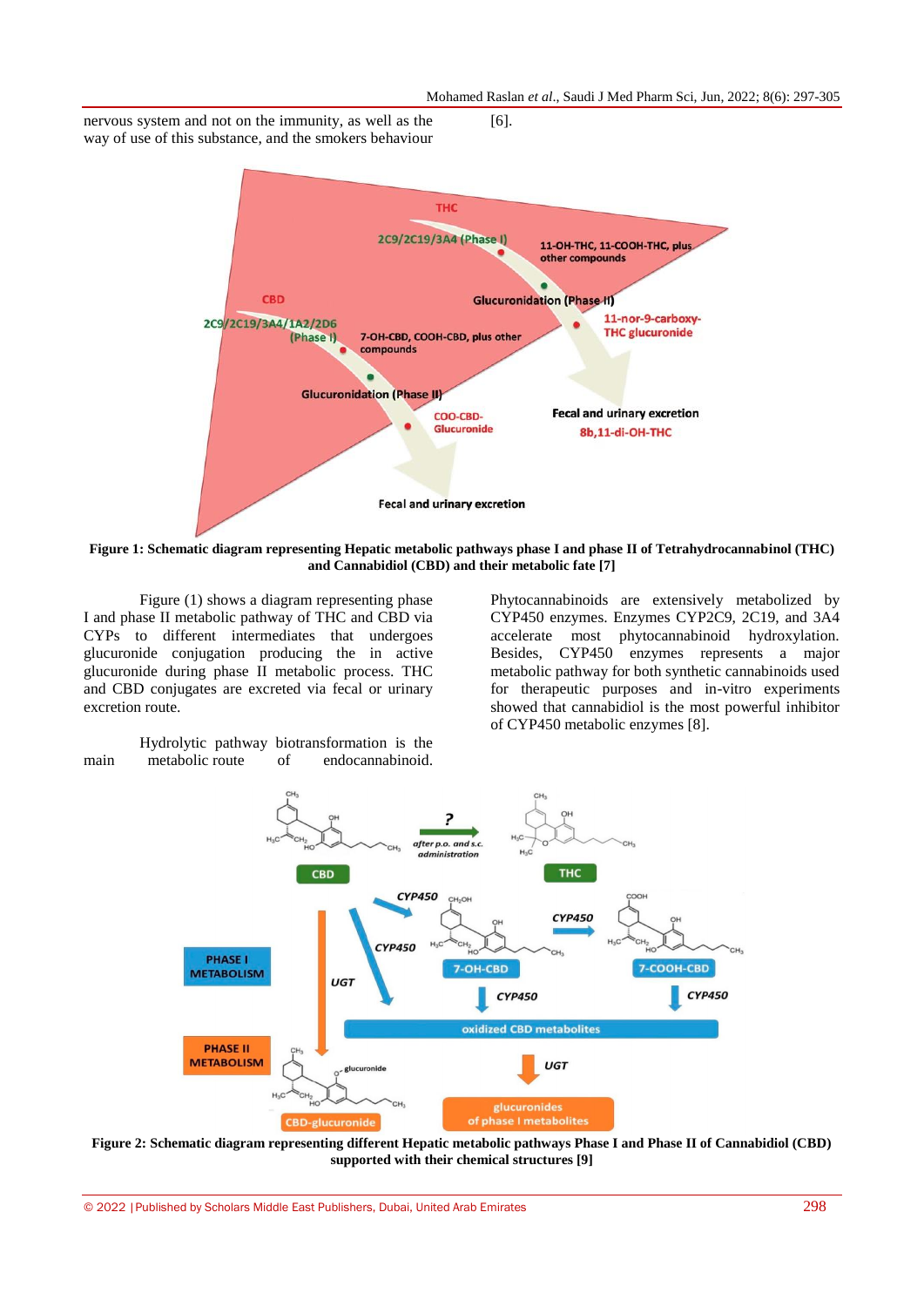nervous system and not on the immunity, as well as the way of use of this substance, and the smokers behaviour [6].

Figure 1: Schematic diagram representing Hepatic metabolic pathways phase I and phase II of Tetrahydrocannabinol (THC) and Cannabidiol (CBD) and their metabolic fate [7]

Figure (1) shows a diagram representing phase I and phase II metabolic pathway of THC and CBD via CYPs to different intermediates that undergoes glucuronide conjugation producing the in active glucuronide during phase II metabolic process. THC and CBD conjugates are excreted via fecal or urinary excretion route.

Hydrolytic pathway biotransformation is the main metabolic route of endocannabinoid. Phytocannabinoids are extensively metabolized by CYP450 enzymes. Enzymes CYP2C9, 2C19, and 3A4 accelerate most phytocannabinoid hydroxylation. Besides, CYP450 enzymes represents a major metabolic pathway for both synthetic cannabinoids used for therapeutic purposes and in-vitro experiments showed that cannabidiol is the most powerful inhibitor of CYP450 metabolic enzymes [8].

Figure 2: Schematic diagram representing different Hepatic metabolic pathways Phase I and Phase II of Cannabidiol (CBD) supported with their chemical structures [9]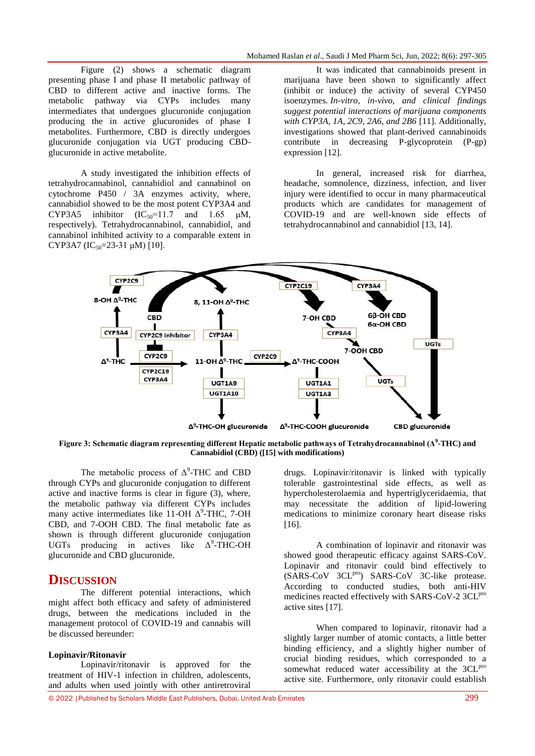Figure (2) shows a schematic diagram presenting phase I and phase II metabolic pathway of CBD to different active and inactive forms. The metabolic pathway via CYPs includes many intermediates that undergoes glucuronide conjugation producing the in active glucuronides of phase I metabolites. Furthermore, CBD is directly undergoes glucuronide conjugation via UGT producing CBD-glucuronide in active metabolite.

A study investigated the inhibition effects of tetrahydrocannabinol, cannabidiol and cannabinol on cytochrome P450 / 3A enzymes activity, where, cannabidiol showed to be the most potent CYP3A4 and CYP3A5 inhibitor ($IC_{50}$=11.7 and 1.65 μM, respectively). Tetrahydrocannabinol, cannabidiol, and cannabinol inhibited activity to a comparable extent in CYP3A7 ($IC_{50}$=23-31 μM) [10].

It was indicated that cannabinoids present in marijuana have been shown to significantly affect (inhibit or induce) the activity of several CYP450 isoenzymes. *In-vitro, in-vivo, and clinical findings suggest potential interactions of marijuana components with CYP3A, 1A, 2C9, 2A6, and 2B6* [11]. Additionally, investigations showed that plant-derived cannabinoids contribute in decreasing P-glycoprotein (P-gp) expression [12].

In general, increased risk for diarrhea, headache, somnolence, dizziness, infection, and liver injury were identified to occur in many pharmaceutical products which are candidates for management of COVID-19 and are well-known side effects of tetrahydrocannabinol and cannabidiol [13, 14].

**Figure 3: Schematic diagram representing different Hepatic metabolic pathways of Tetrahydrocannabinol ($\Delta^9$-THC) and Cannabidiol (CBD) ([15] with modifications)**

The metabolic process of $\Delta^9$-THC and CBD through CYPs and glucuronide conjugation to different active and inactive forms is clear in figure (3), where, the metabolic pathway via different CYPs includes many active intermediates like 11-OH $\Delta^9$-THC, 7-OH CBD, and 7-OOH CBD. The final metabolic fate as shown is through different glucuronide conjugation UGTs producing in actives like $\Delta^9$-THC-OH glucuronide and CBD glucuronide.

## DISCUSSION

The different potential interactions, which might affect both efficacy and safety of administered drugs, between the medications included in the management protocol of COVID-19 and cannabis will be discussed hereunder:

### Lopinavir/Ritonavir

Lopinavir/ritonavir is approved for the treatment of HIV-1 infection in children, adolescents, and adults when used jointly with other antiretroviral drugs. Lopinavir/ritonavir is linked with typically tolerable gastrointestinal side effects, as well as hypercholesterolaemia and hypertriglyceridaemia, that may necessitate the addition of lipid-lowering medications to minimize coronary heart disease risks [16].

A combination of lopinavir and ritonavir was showed good therapeutic efficacy against SARS-CoV. Lopinavir and ritonavir could bind effectively to (SARS-CoV $3CL^{pro}$) SARS-CoV 3C-like protease. According to conducted studies, both anti-HIV medicines reacted effectively with SARS-CoV-2 $3CL^{pro}$ active sites [17].

When compared to lopinavir, ritonavir had a slightly larger number of atomic contacts, a little better binding efficiency, and a slightly higher number of crucial binding residues, which corresponded to a somewhat reduced water accessibility at the $3CL^{pro}$ active site. Furthermore, only ritonavir could establish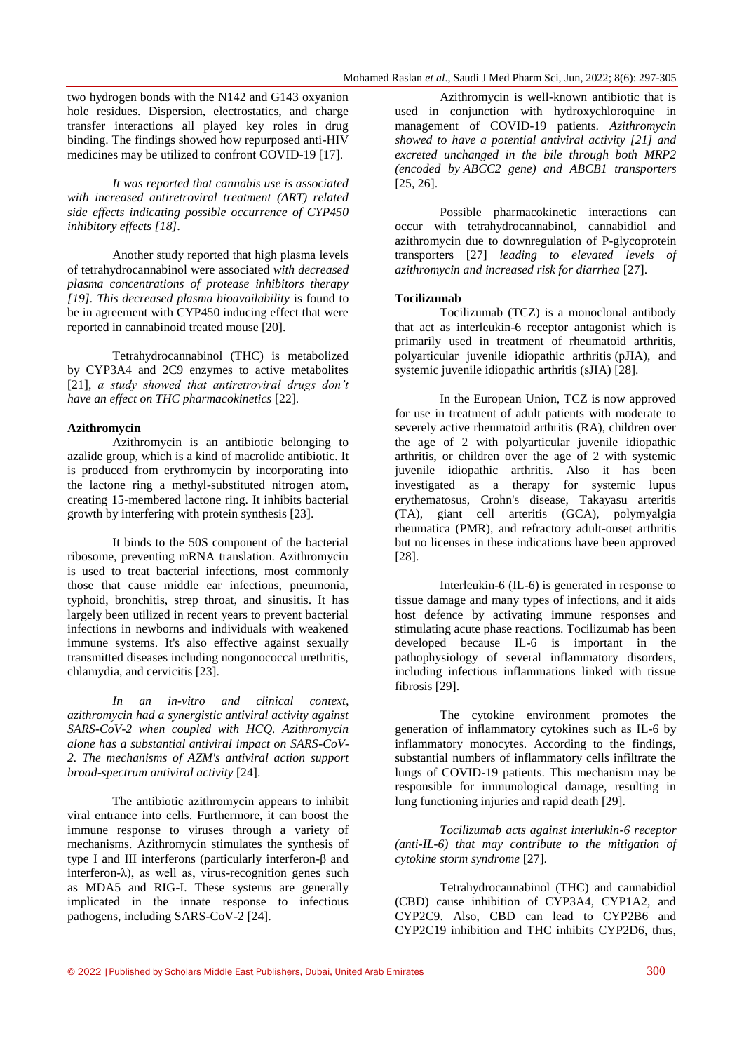two hydrogen bonds with the N142 and G143 oxyanion hole residues. Dispersion, electrostatics, and charge transfer interactions all played key roles in drug binding. The findings showed how repurposed anti-HIV medicines may be utilized to confront COVID-19 [17].

*It was reported that cannabis use is associated with increased antiretroviral treatment (ART) related side effects indicating possible occurrence of CYP450 inhibitory effects [18]*.

Another study reported that high plasma levels of tetrahydrocannabinol were associated *with decreased plasma concentrations of protease inhibitors therapy [19]. This decreased plasma bioavailability* is found to be in agreement with CYP450 inducing effect that were reported in cannabinoid treated mouse [20].

Tetrahydrocannabinol (THC) is metabolized by CYP3A4 and 2C9 enzymes to active metabolites [21], *a study showed that antiretroviral drugs don't have an effect on THC pharmacokinetics* [22].

**Azithromycin**

Azithromycin is an antibiotic belonging to azalide group, which is a kind of macrolide antibiotic. It is produced from erythromycin by incorporating into the lactone ring a methyl-substituted nitrogen atom, creating 15-membered lactone ring. It inhibits bacterial growth by interfering with protein synthesis [23].

It binds to the 50S component of the bacterial ribosome, preventing mRNA translation. Azithromycin is used to treat bacterial infections, most commonly those that cause middle ear infections, pneumonia, typhoid, bronchitis, strep throat, and sinusitis. It has largely been utilized in recent years to prevent bacterial infections in newborns and individuals with weakened immune systems. It's also effective against sexually transmitted diseases including nongonococcal urethritis, chlamydia, and cervicitis [23].

*In an in-vitro and clinical context, azithromycin had a synergistic antiviral activity against SARS-CoV-2 when coupled with HCQ. Azithromycin alone has a substantial antiviral impact on SARS-CoV-2. The mechanisms of AZM's antiviral action support broad-spectrum antiviral activity* [24].

The antibiotic azithromycin appears to inhibit viral entrance into cells. Furthermore, it can boost the immune response to viruses through a variety of mechanisms. Azithromycin stimulates the synthesis of type I and III interferons (particularly interferon-β and interferon-λ), as well as, virus-recognition genes such as MDA5 and RIG-I. These systems are generally implicated in the innate response to infectious pathogens, including SARS-CoV-2 [24].

Azithromycin is well-known antibiotic that is used in conjunction with hydroxychloroquine in management of COVID-19 patients. *Azithromycin showed to have a potential antiviral activity [21] and excreted unchanged in the bile through both MRP2 (encoded by ABCC2 gene) and ABCB1 transporters* [25, 26].

Possible pharmacokinetic interactions can occur with tetrahydrocannabinol, cannabidiol and azithromycin due to downregulation of P-glycoprotein transporters [27] *leading to elevated levels of azithromycin and increased risk for diarrhea* [27].

**Tocilizumab**

Tocilizumab (TCZ) is a monoclonal antibody that act as interleukin-6 receptor antagonist which is primarily used in treatment of rheumatoid arthritis, polyarticular juvenile idiopathic arthritis (pJIA), and systemic juvenile idiopathic arthritis (sJIA) [28].

In the European Union, TCZ is now approved for use in treatment of adult patients with moderate to severely active rheumatoid arthritis (RA), children over the age of 2 with polyarticular juvenile idiopathic arthritis, or children over the age of 2 with systemic juvenile idiopathic arthritis. Also it has been investigated as a therapy for systemic lupus erythematosus, Crohn's disease, Takayasu arteritis (TA), giant cell arteritis (GCA), polymyalgia rheumatica (PMR), and refractory adult-onset arthritis but no licenses in these indications have been approved [28].

Interleukin-6 (IL-6) is generated in response to tissue damage and many types of infections, and it aids host defence by activating immune responses and stimulating acute phase reactions. Tocilizumab has been developed because IL-6 is important in the pathophysiology of several inflammatory disorders, including infectious inflammations linked with tissue fibrosis [29].

The cytokine environment promotes the generation of inflammatory cytokines such as IL-6 by inflammatory monocytes. According to the findings, substantial numbers of inflammatory cells infiltrate the lungs of COVID-19 patients. This mechanism may be responsible for immunological damage, resulting in lung functioning injuries and rapid death [29].

*Tocilizumab acts against interlukin-6 receptor (anti-IL-6) that may contribute to the mitigation of cytokine storm syndrome* [27].

Tetrahydrocannabinol (THC) and cannabidiol (CBD) cause inhibition of CYP3A4, CYP1A2, and CYP2C9. Also, CBD can lead to CYP2B6 and CYP2C19 inhibition and THC inhibits CYP2D6, thus,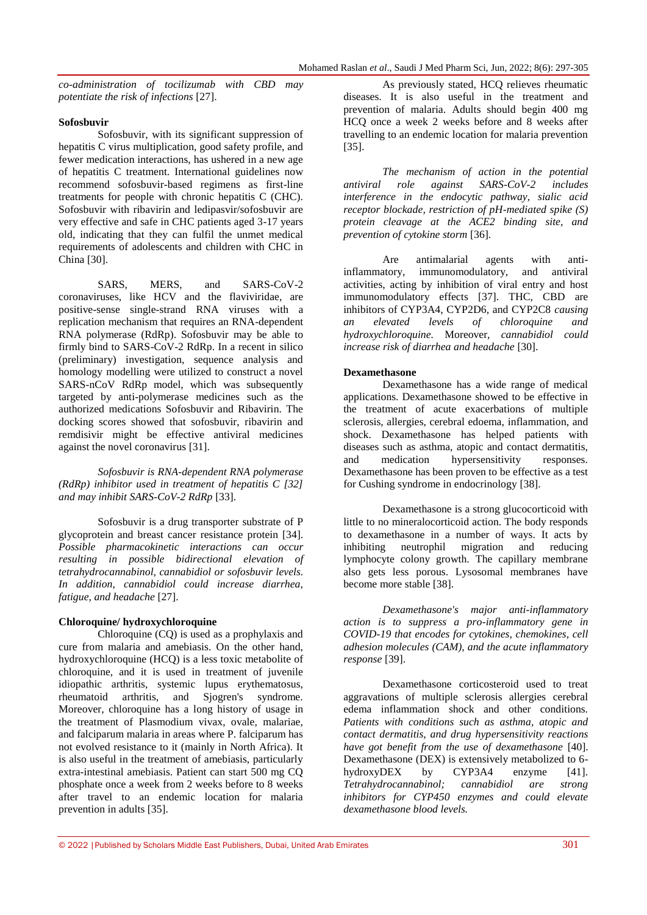*co-administration of tocilizumab with CBD may potentiate the risk of infections* [27].

**Sofosbuvir**

Sofosbuvir, with its significant suppression of hepatitis C virus multiplication, good safety profile, and fewer medication interactions, has ushered in a new age of hepatitis C treatment. International guidelines now recommend sofosbuvir-based regimens as first-line treatments for people with chronic hepatitis C (CHC). Sofosbuvir with ribavirin and ledipasvir/sofosbuvir are very effective and safe in CHC patients aged 3-17 years old, indicating that they can fulfil the unmet medical requirements of adolescents and children with CHC in China [30].

SARS, MERS, and SARS-CoV-2 coronaviruses, like HCV and the flaviviridae, are positive-sense single-strand RNA viruses with a replication mechanism that requires an RNA-dependent RNA polymerase (RdRp). Sofosbuvir may be able to firmly bind to SARS-CoV-2 RdRp. In a recent in silico (preliminary) investigation, sequence analysis and homology modelling were utilized to construct a novel SARS-nCoV RdRp model, which was subsequently targeted by anti-polymerase medicines such as the authorized medications Sofosbuvir and Ribavirin. The docking scores showed that sofosbuvir, ribavirin and remdisivir might be effective antiviral medicines against the novel coronavirus [31].

*Sofosbuvir is RNA-dependent RNA polymerase (RdRp) inhibitor used in treatment of hepatitis C [32] and may inhibit SARS-CoV-2 RdRp* [33].

Sofosbuvir is a drug transporter substrate of P glycoprotein and breast cancer resistance protein [34]. *Possible pharmacokinetic interactions can occur resulting in possible bidirectional elevation of tetrahydrocannabinol, cannabidiol or sofosbuvir levels. In addition, cannabidiol could increase diarrhea, fatigue, and headache* [27].

**Chloroquine/ hydroxychloroquine**

Chloroquine (CQ) is used as a prophylaxis and cure from malaria and amebiasis. On the other hand, hydroxychloroquine (HCQ) is a less toxic metabolite of chloroquine, and it is used in treatment of juvenile idiopathic arthritis, systemic lupus erythematosus, rheumatoid arthritis, and Sjogren's syndrome. Moreover, chloroquine has a long history of usage in the treatment of Plasmodium vivax, ovale, malariae, and falciparum malaria in areas where P. falciparum has not evolved resistance to it (mainly in North Africa). It is also useful in the treatment of amebiasis, particularly extra-intestinal amebiasis. Patient can start 500 mg CQ phosphate once a week from 2 weeks before to 8 weeks after travel to an endemic location for malaria prevention in adults [35].

As previously stated, HCQ relieves rheumatic diseases. It is also useful in the treatment and prevention of malaria. Adults should begin 400 mg HCQ once a week 2 weeks before and 8 weeks after travelling to an endemic location for malaria prevention [35].

*The mechanism of action in the potential antiviral role against SARS-CoV-2 includes interference in the endocytic pathway, sialic acid receptor blockade, restriction of pH-mediated spike (S) protein cleavage at the ACE2 binding site, and prevention of cytokine storm* [36].

Are antimalarial agents with anti-inflammatory, immunomodulatory, and antiviral activities, acting by inhibition of viral entry and host immunomodulatory effects [37]. THC, CBD are inhibitors of CYP3A4, CYP2D6, and CYP2C8 *causing an elevated levels of chloroquine and hydroxychloroquine.* Moreover, *cannabidiol could increase risk of diarrhea and headache* [30].

**Dexamethasone**

Dexamethasone has a wide range of medical applications. Dexamethasone showed to be effective in the treatment of acute exacerbations of multiple sclerosis, allergies, cerebral edoema, inflammation, and shock. Dexamethasone has helped patients with diseases such as asthma, atopic and contact dermatitis, and medication hypersensitivity responses. Dexamethasone has been proven to be effective as a test for Cushing syndrome in endocrinology [38].

Dexamethasone is a strong glucocorticoid with little to no mineralocorticoid action. The body responds to dexamethasone in a number of ways. It acts by inhibiting neutrophil migration and reducing lymphocyte colony growth. The capillary membrane also gets less porous. Lysosomal membranes have become more stable [38].

*Dexamethasone's major anti-inflammatory action is to suppress a pro-inflammatory gene in COVID-19 that encodes for cytokines, chemokines, cell adhesion molecules (CAM), and the acute inflammatory response* [39].

Dexamethasone corticosteroid used to treat aggravations of multiple sclerosis allergies cerebral edema inflammation shock and other conditions. *Patients with conditions such as asthma, atopic and contact dermatitis, and drug hypersensitivity reactions have got benefit from the use of dexamethasone* [40]. Dexamethasone (DEX) is extensively metabolized to 6-hydroxyDEX by CYP3A4 enzyme [41]. *Tetrahydrocannabinol; cannabidiol are strong inhibitors for CYP450 enzymes and could elevate dexamethasone blood levels.*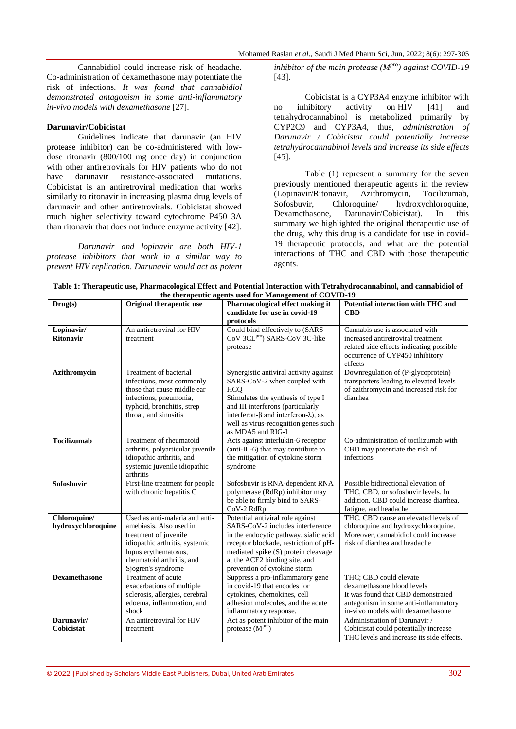Cannabidiol could increase risk of headache. Co-administration of dexamethasone may potentiate the risk of infections. *It was found that cannabidiol demonstrated antagonism in some anti-inflammatory in-vivo models with dexamethasone* [27].

### Darunavir/Cobicistat

Guidelines indicate that darunavir (an HIV protease inhibitor) can be co-administered with low-dose ritonavir (800/100 mg once day) in conjunction with other antiretrovirals for HIV patients who do not have darunavir resistance-associated mutations. Cobicistat is an antiretroviral medication that works similarly to ritonavir in increasing plasma drug levels of darunavir and other antiretrovirals. Cobicistat showed much higher selectivity toward cytochrome P450 3A than ritonavir that does not induce enzyme activity [42].

*Darunavir and lopinavir are both HIV-1 protease inhibitors that work in a similar way to prevent HIV replication. Darunavir would act as potent inhibitor of the main protease ($M^{pro}$) against COVID-19* [43].

Cobicistat is a CYP3A4 enzyme inhibitor with no inhibitory activity on HIV [41] and tetrahydrocannabinol is metabolized primarily by CYP2C9 and CYP3A4, thus, *administration of Darunavir / Cobicistat could potentially increase tetrahydrocannabinol levels and increase its side effects* [45].

Table (1) represent a summary for the seven previously mentioned therapeutic agents in the review (Lopinavir/Ritonavir, Azithromycin, Tocilizumab, Sofosbuvir, Chloroquine/ hydroxychloroquine, Dexamethasone, Darunavir/Cobicistat). In this summary we highlighted the original therapeutic use of the drug, why this drug is a candidate for use in covid-19 therapeutic protocols, and what are the potential interactions of THC and CBD with those therapeutic agents.

**Table 1: Therapeutic use, Pharmacological Effect and Potential Interaction with Tetrahydrocannabinol, and cannabidiol of the therapeutic agents used for Management of COVID-19**

| Drug(s) | Original therapeutic use | Pharmacological effect making it candidate for use in covid-19 protocols | Potential interaction with THC and CBD |
|---|---|---|---|
| **Lopinavir/ Ritonavir** | An antiretroviral for HIV treatment | Could bind effectively to (SARS-CoV $3CL^{pro}$) SARS-CoV 3C-like protease | Cannabis use is associated with increased antiretroviral treatment related side effects indicating possible occurrence of CYP450 inhibitory effects |
| **Azithromycin** | Treatment of bacterial infections, most commonly those that cause middle ear infections, pneumonia, typhoid, bronchitis, strep throat, and sinusitis | Synergistic antiviral activity against SARS-CoV-2 when coupled with HCQ<br>Stimulates the synthesis of type I and III interferons (particularly interferon-β and interferon-λ), as well as virus-recognition genes such as MDA5 and RIG-I | Downregulation of (P-glycoprotein) transporters leading to elevated levels of azithromycin and increased risk for diarrhea |
| **Tocilizumab** | Treatment of rheumatoid arthritis, polyarticular juvenile idiopathic arthritis, and systemic juvenile idiopathic arthritis | Acts against interlukin-6 receptor (anti-IL-6) that may contribute to the mitigation of cytokine storm syndrome | Co-administration of tocilizumab with CBD may potentiate the risk of infections |
| **Sofosbuvir** | First-line treatment for people with chronic hepatitis C | Sofosbuvir is RNA-dependent RNA polymerase (RdRp) inhibitor may be able to firmly bind to SARS-CoV-2 RdRp | Possible bidirectional elevation of THC, CBD, or sofosbuvir levels. In addition, CBD could increase diarrhea, fatigue, and headache |
| **Chloroquine/ hydroxychloroquine** | Used as anti-malaria and anti-amebiasis. Also used in treatment of juvenile idiopathic arthritis, systemic lupus erythematosus, rheumatoid arthritis, and Sjogren's syndrome | Potential antiviral role against SARS-CoV-2 includes interference in the endocytic pathway, sialic acid receptor blockade, restriction of pH-mediated spike (S) protein cleavage at the ACE2 binding site, and prevention of cytokine storm | THC, CBD cause an elevated levels of chloroquine and hydroxychloroquine. Moreover, cannabidiol could increase risk of diarrhea and headache |
| **Dexamethasone** | Treatment of acute exacerbations of multiple sclerosis, allergies, cerebral edoema, inflammation, and shock | Suppress a pro-inflammatory gene in covid-19 that encodes for cytokines, chemokines, cell adhesion molecules, and the acute inflammatory response. | THC; CBD could elevate dexamethasone blood levels<br>It was found that CBD demonstrated antagonism in some anti-inflammatory in-vivo models with dexamethasone |
| **Darunavir/ Cobicistat** | An antiretroviral for HIV treatment | Act as potent inhibitor of the main protease ($M^{pro}$) | Administration of Darunavir / Cobicistat could potentially increase THC levels and increase its side effects. |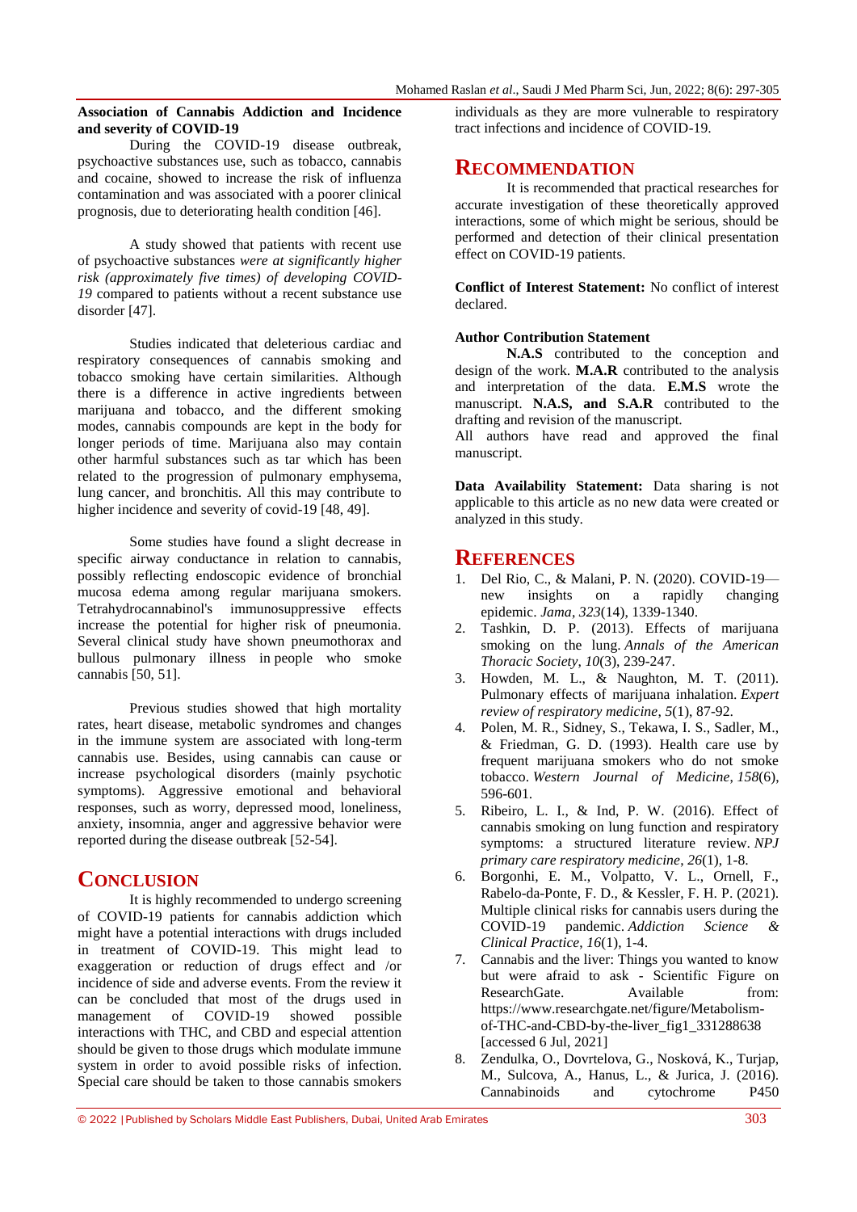**Association of Cannabis Addiction and Incidence and severity of COVID-19**

During the COVID-19 disease outbreak, psychoactive substances use, such as tobacco, cannabis and cocaine, showed to increase the risk of influenza contamination and was associated with a poorer clinical prognosis, due to deteriorating health condition [46].

A study showed that patients with recent use of psychoactive substances *were at significantly higher risk (approximately five times) of developing COVID-19* compared to patients without a recent substance use disorder [47].

Studies indicated that deleterious cardiac and respiratory consequences of cannabis smoking and tobacco smoking have certain similarities. Although there is a difference in active ingredients between marijuana and tobacco, and the different smoking modes, cannabis compounds are kept in the body for longer periods of time. Marijuana also may contain other harmful substances such as tar which has been related to the progression of pulmonary emphysema, lung cancer, and bronchitis. All this may contribute to higher incidence and severity of covid-19 [48, 49].

Some studies have found a slight decrease in specific airway conductance in relation to cannabis, possibly reflecting endoscopic evidence of bronchial mucosa edema among regular marijuana smokers. Tetrahydrocannabinol's immunosuppressive effects increase the potential for higher risk of pneumonia. Several clinical study have shown pneumothorax and bullous pulmonary illness in people who smoke cannabis [50, 51].

Previous studies showed that high mortality rates, heart disease, metabolic syndromes and changes in the immune system are associated with long-term cannabis use. Besides, using cannabis can cause or increase psychological disorders (mainly psychotic symptoms). Aggressive emotional and behavioral responses, such as worry, depressed mood, loneliness, anxiety, insomnia, anger and aggressive behavior were reported during the disease outbreak [52-54].

## CONCLUSION

It is highly recommended to undergo screening of COVID-19 patients for cannabis addiction which might have a potential interactions with drugs included in treatment of COVID-19. This might lead to exaggeration or reduction of drugs effect and /or incidence of side and adverse events. From the review it can be concluded that most of the drugs used in management of COVID-19 showed possible interactions with THC, and CBD and especial attention should be given to those drugs which modulate immune system in order to avoid possible risks of infection. Special care should be taken to those cannabis smokers individuals as they are more vulnerable to respiratory tract infections and incidence of COVID-19.

## RECOMMENDATION

It is recommended that practical researches for accurate investigation of these theoretically approved interactions, some of which might be serious, should be performed and detection of their clinical presentation effect on COVID-19 patients.

**Conflict of Interest Statement:** No conflict of interest declared.

**Author Contribution Statement**

**N.A.S** contributed to the conception and design of the work. **M.A.R** contributed to the analysis and interpretation of the data. **E.M.S** wrote the manuscript. **N.A.S, and S.A.R** contributed to the drafting and revision of the manuscript.
All authors have read and approved the final manuscript.

**Data Availability Statement:** Data sharing is not applicable to this article as no new data were created or analyzed in this study.

## REFERENCES

1. Del Rio, C., & Malani, P. N. (2020). COVID-19—new insights on a rapidly changing epidemic. *Jama*, *323*(14), 1339-1340.
2. Tashkin, D. P. (2013). Effects of marijuana smoking on the lung. *Annals of the American Thoracic Society*, *10*(3), 239-247.
3. Howden, M. L., & Naughton, M. T. (2011). Pulmonary effects of marijuana inhalation. *Expert review of respiratory medicine*, *5*(1), 87-92.
4. Polen, M. R., Sidney, S., Tekawa, I. S., Sadler, M., & Friedman, G. D. (1993). Health care use by frequent marijuana smokers who do not smoke tobacco. *Western Journal of Medicine*, *158*(6), 596-601.
5. Ribeiro, L. I., & Ind, P. W. (2016). Effect of cannabis smoking on lung function and respiratory symptoms: a structured literature review. *NPJ primary care respiratory medicine*, *26*(1), 1-8.
6. Borgonhi, E. M., Volpatto, V. L., Ornell, F., Rabelo-da-Ponte, F. D., & Kessler, F. H. P. (2021). Multiple clinical risks for cannabis users during the COVID-19 pandemic. *Addiction Science & Clinical Practice*, *16*(1), 1-4.
7. Cannabis and the liver: Things you wanted to know but were afraid to ask - Scientific Figure on ResearchGate. Available from: https://www.researchgate.net/figure/Metabolism-of-THC-and-CBD-by-the-liver_fig1_331288638 [accessed 6 Jul, 2021]
8. Zendulka, O., Dovrtelova, G., Nosková, K., Turjap, M., Sulcova, A., Hanus, L., & Jurica, J. (2016). Cannabinoids and cytochrome P450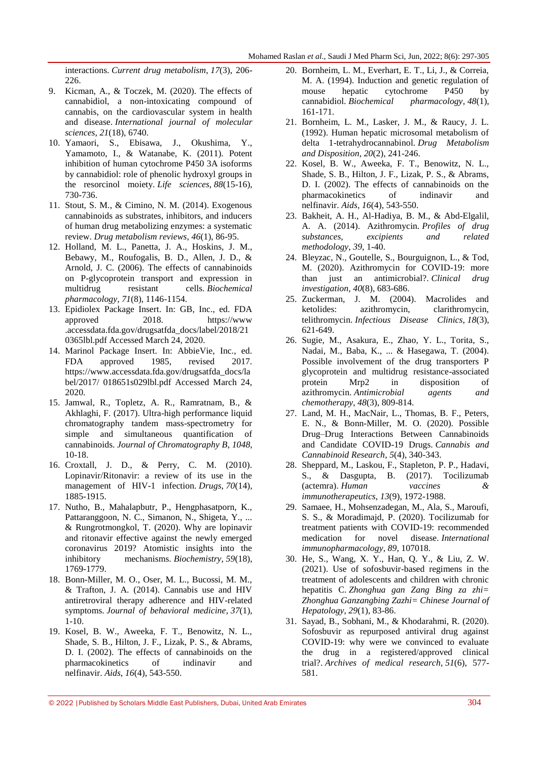interactions. *Current drug metabolism*, *17*(3), 206-226.

9. Kicman, A., & Toczek, M. (2020). The effects of cannabidiol, a non-intoxicating compound of cannabis, on the cardiovascular system in health and disease. *International journal of molecular sciences*, *21*(18), 6740.
10. Yamaori, S., Ebisawa, J., Okushima, Y., Yamamoto, I., & Watanabe, K. (2011). Potent inhibition of human cytochrome P450 3A isoforms by cannabidiol: role of phenolic hydroxyl groups in the resorcinol moiety. *Life sciences*, *88*(15-16), 730-736.
11. Stout, S. M., & Cimino, N. M. (2014). Exogenous cannabinoids as substrates, inhibitors, and inducers of human drug metabolizing enzymes: a systematic review. *Drug metabolism reviews*, *46*(1), 86-95.
12. Holland, M. L., Panetta, J. A., Hoskins, J. M., Bebawy, M., Roufogalis, B. D., Allen, J. D., & Arnold, J. C. (2006). The effects of cannabinoids on P-glycoprotein transport and expression in multidrug resistant cells. *Biochemical pharmacology*, *71*(8), 1146-1154.
13. Epidiolex Package Insert. In: GB, Inc., ed. FDA approved 2018. https://www.accessdata.fda.gov/drugsatfda_docs/label/2018/210365lbl.pdf Accessed March 24, 2020.
14. Marinol Package Insert. In: AbbieVie, Inc., ed. FDA approved 1985, revised 2017. https://www.accessdata.fda.gov/drugsatfda_docs/label/2017/ 018651s029lbl.pdf Accessed March 24, 2020.
15. Jamwal, R., Topletz, A. R., Ramratnam, B., & Akhlaghi, F. (2017). Ultra-high performance liquid chromatography tandem mass-spectrometry for simple and simultaneous quantification of cannabinoids. *Journal of Chromatography B*, *1048*, 10-18.
16. Croxtall, J. D., & Perry, C. M. (2010). Lopinavir/Ritonavir: a review of its use in the management of HIV-1 infection. *Drugs*, *70*(14), 1885-1915.
17. Nutho, B., Mahalapbutr, P., Hengphasatporn, K., Pattaranggoon, N. C., Simanon, N., Shigeta, Y., ... & Rungrotmongkol, T. (2020). Why are lopinavir and ritonavir effective against the newly emerged coronavirus 2019? Atomistic insights into the inhibitory mechanisms. *Biochemistry*, *59*(18), 1769-1779.
18. Bonn-Miller, M. O., Oser, M. L., Bucossi, M. M., & Trafton, J. A. (2014). Cannabis use and HIV antiretroviral therapy adherence and HIV-related symptoms. *Journal of behavioral medicine*, *37*(1), 1-10.
19. Kosel, B. W., Aweeka, F. T., Benowitz, N. L., Shade, S. B., Hilton, J. F., Lizak, P. S., & Abrams, D. I. (2002). The effects of cannabinoids on the pharmacokinetics of indinavir and nelfinavir. *Aids*, *16*(4), 543-550.
20. Bornheim, L. M., Everhart, E. T., Li, J., & Correia, M. A. (1994). Induction and genetic regulation of mouse hepatic cytochrome P450 by cannabidiol. *Biochemical pharmacology*, *48*(1), 161-171.
21. Bornheim, L. M., Lasker, J. M., & Raucy, J. L. (1992). Human hepatic microsomal metabolism of delta 1-tetrahydrocannabinol. *Drug Metabolism and Disposition*, *20*(2), 241-246.
22. Kosel, B. W., Aweeka, F. T., Benowitz, N. L., Shade, S. B., Hilton, J. F., Lizak, P. S., & Abrams, D. I. (2002). The effects of cannabinoids on the pharmacokinetics of indinavir and nelfinavir. *Aids*, *16*(4), 543-550.
23. Bakheit, A. H., Al-Hadiya, B. M., & Abd-Elgalil, A. A. (2014). Azithromycin. *Profiles of drug substances, excipients and related methodology*, *39*, 1-40.
24. Bleyzac, N., Goutelle, S., Bourguignon, L., & Tod, M. (2020). Azithromycin for COVID-19: more than just an antimicrobial?. *Clinical drug investigation*, *40*(8), 683-686.
25. Zuckerman, J. M. (2004). Macrolides and ketolides: azithromycin, clarithromycin, telithromycin. *Infectious Disease Clinics*, *18*(3), 621-649.
26. Sugie, M., Asakura, E., Zhao, Y. L., Torita, S., Nadai, M., Baba, K., ... & Hasegawa, T. (2004). Possible involvement of the drug transporters P glycoprotein and multidrug resistance-associated protein Mrp2 in disposition of azithromycin. *Antimicrobial agents and chemotherapy*, *48*(3), 809-814.
27. Land, M. H., MacNair, L., Thomas, B. F., Peters, E. N., & Bonn-Miller, M. O. (2020). Possible Drug–Drug Interactions Between Cannabinoids and Candidate COVID-19 Drugs. *Cannabis and Cannabinoid Research*, *5*(4), 340-343.
28. Sheppard, M., Laskou, F., Stapleton, P. P., Hadavi, S., & Dasgupta, B. (2017). Tocilizumab (actemra). *Human vaccines & immunotherapeutics*, *13*(9), 1972-1988.
29. Samaee, H., Mohsenzadegan, M., Ala, S., Maroufi, S. S., & Moradimajd, P. (2020). Tocilizumab for treatment patients with COVID-19: recommended medication for novel disease. *International immunopharmacology*, *89*, 107018.
30. He, S., Wang, X. Y., Han, Q. Y., & Liu, Z. W. (2021). Use of sofosbuvir-based regimens in the treatment of adolescents and children with chronic hepatitis C. *Zhonghua gan Zang Bing za zhi= Zhonghua Ganzangbing Zazhi= Chinese Journal of Hepatology*, *29*(1), 83-86.
31. Sayad, B., Sobhani, M., & Khodarahmi, R. (2020). Sofosbuvir as repurposed antiviral drug against COVID-19: why were we convinced to evaluate the drug in a registered/approved clinical trial?. *Archives of medical research*, *51*(6), 577-581.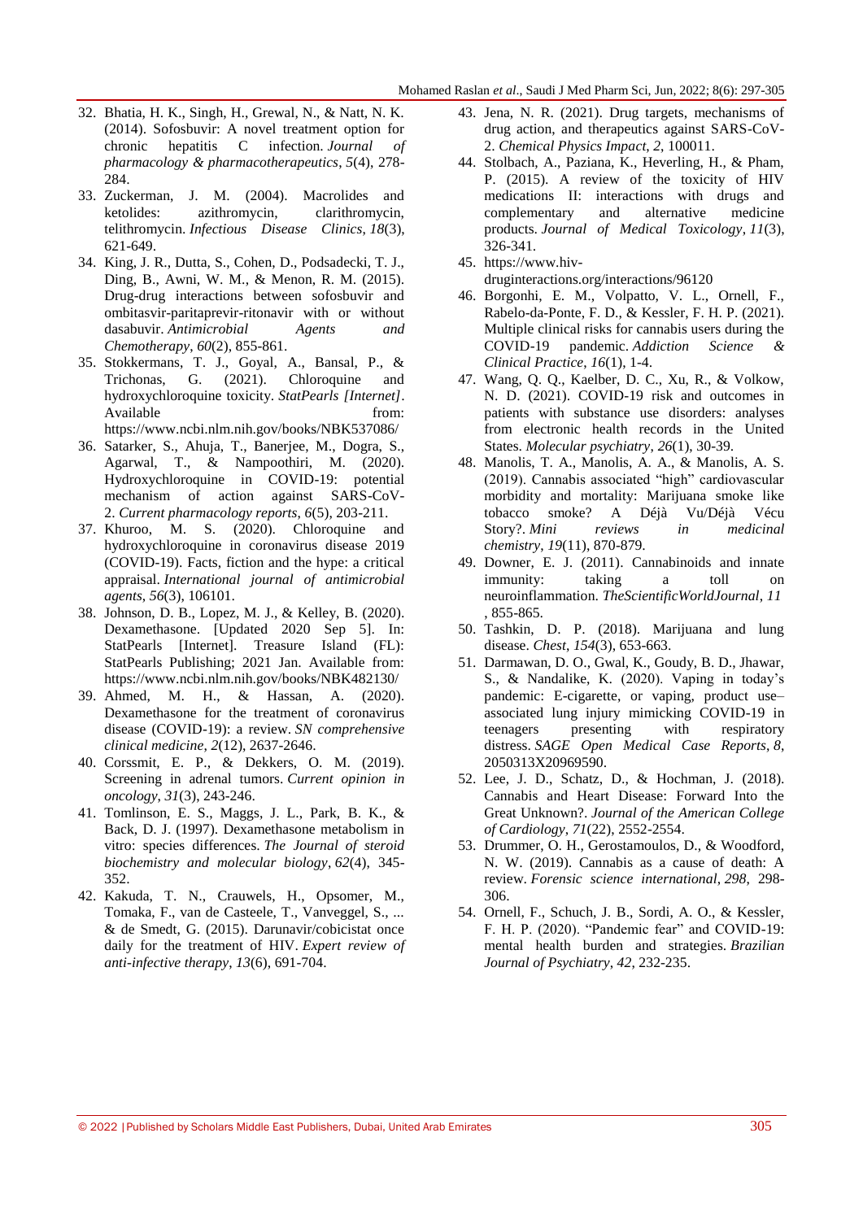32. Bhatia, H. K., Singh, H., Grewal, N., & Natt, N. K. (2014). Sofosbuvir: A novel treatment option for chronic hepatitis C infection. *Journal of pharmacology & pharmacotherapeutics*, *5*(4), 278-284.
33. Zuckerman, J. M. (2004). Macrolides and ketolides: azithromycin, clarithromycin, telithromycin. *Infectious Disease Clinics*, *18*(3), 621-649.
34. King, J. R., Dutta, S., Cohen, D., Podsadecki, T. J., Ding, B., Awni, W. M., & Menon, R. M. (2015). Drug-drug interactions between sofosbuvir and ombitasvir-paritaprevir-ritonavir with or without dasabuvir. *Antimicrobial Agents and Chemotherapy*, *60*(2), 855-861.
35. Stokkermans, T. J., Goyal, A., Bansal, P., & Trichonas, G. (2021). Chloroquine and hydroxychloroquine toxicity. *StatPearls [Internet]*. Available from: https://www.ncbi.nlm.nih.gov/books/NBK537086/
36. Satarker, S., Ahuja, T., Banerjee, M., Dogra, S., Agarwal, T., & Nampoothiri, M. (2020). Hydroxychloroquine in COVID-19: potential mechanism of action against SARS-CoV-2. *Current pharmacology reports*, *6*(5), 203-211.
37. Khuroo, M. S. (2020). Chloroquine and hydroxychloroquine in coronavirus disease 2019 (COVID-19). Facts, fiction and the hype: a critical appraisal. *International journal of antimicrobial agents*, *56*(3), 106101.
38. Johnson, D. B., Lopez, M. J., & Kelley, B. (2020). Dexamethasone. [Updated 2020 Sep 5]. In: StatPearls [Internet]. Treasure Island (FL): StatPearls Publishing; 2021 Jan. Available from: https://www.ncbi.nlm.nih.gov/books/NBK482130/
39. Ahmed, M. H., & Hassan, A. (2020). Dexamethasone for the treatment of coronavirus disease (COVID-19): a review. *SN comprehensive clinical medicine*, *2*(12), 2637-2646.
40. Corssmit, E. P., & Dekkers, O. M. (2019). Screening in adrenal tumors. *Current opinion in oncology*, *31*(3), 243-246.
41. Tomlinson, E. S., Maggs, J. L., Park, B. K., & Back, D. J. (1997). Dexamethasone metabolism in vitro: species differences. *The Journal of steroid biochemistry and molecular biology*, *62*(4), 345-352.
42. Kakuda, T. N., Crauwels, H., Opsomer, M., Tomaka, F., van de Casteele, T., Vanveggel, S., ... & de Smedt, G. (2015). Darunavir/cobicistat once daily for the treatment of HIV. *Expert review of anti-infective therapy*, *13*(6), 691-704.
43. Jena, N. R. (2021). Drug targets, mechanisms of drug action, and therapeutics against SARS-CoV-2. *Chemical Physics Impact*, *2*, 100011.
44. Stolbach, A., Paziana, K., Heverling, H., & Pham, P. (2015). A review of the toxicity of HIV medications II: interactions with drugs and complementary and alternative medicine products. *Journal of Medical Toxicology*, *11*(3), 326-341.
45. https://www.hiv-druginteractions.org/interactions/96120
46. Borgonhi, E. M., Volpatto, V. L., Ornell, F., Rabelo-da-Ponte, F. D., & Kessler, F. H. P. (2021). Multiple clinical risks for cannabis users during the COVID-19 pandemic. *Addiction Science & Clinical Practice*, *16*(1), 1-4.
47. Wang, Q. Q., Kaelber, D. C., Xu, R., & Volkow, N. D. (2021). COVID-19 risk and outcomes in patients with substance use disorders: analyses from electronic health records in the United States. *Molecular psychiatry*, *26*(1), 30-39.
48. Manolis, T. A., Manolis, A. A., & Manolis, A. S. (2019). Cannabis associated "high" cardiovascular morbidity and mortality: Marijuana smoke like tobacco smoke? A Déjà Vu/Déjà Vécu Story?. *Mini reviews in medicinal chemistry*, *19*(11), 870-879.
49. Downer, E. J. (2011). Cannabinoids and innate immunity: taking a toll on neuroinflammation. *TheScientificWorldJournal*, *11*, 855-865.
50. Tashkin, D. P. (2018). Marijuana and lung disease. *Chest*, *154*(3), 653-663.
51. Darmawan, D. O., Gwal, K., Goudy, B. D., Jhawar, S., & Nandalike, K. (2020). Vaping in today's pandemic: E-cigarette, or vaping, product use–associated lung injury mimicking COVID-19 in teenagers presenting with respiratory distress. *SAGE Open Medical Case Reports*, *8*, 2050313X20969590.
52. Lee, J. D., Schatz, D., & Hochman, J. (2018). Cannabis and Heart Disease: Forward Into the Great Unknown?. *Journal of the American College of Cardiology*, *71*(22), 2552-2554.
53. Drummer, O. H., Gerostamoulos, D., & Woodford, N. W. (2019). Cannabis as a cause of death: A review. *Forensic science international*, *298*, 298-306.
54. Ornell, F., Schuch, J. B., Sordi, A. O., & Kessler, F. H. P. (2020). "Pandemic fear" and COVID-19: mental health burden and strategies. *Brazilian Journal of Psychiatry*, *42*, 232-235.